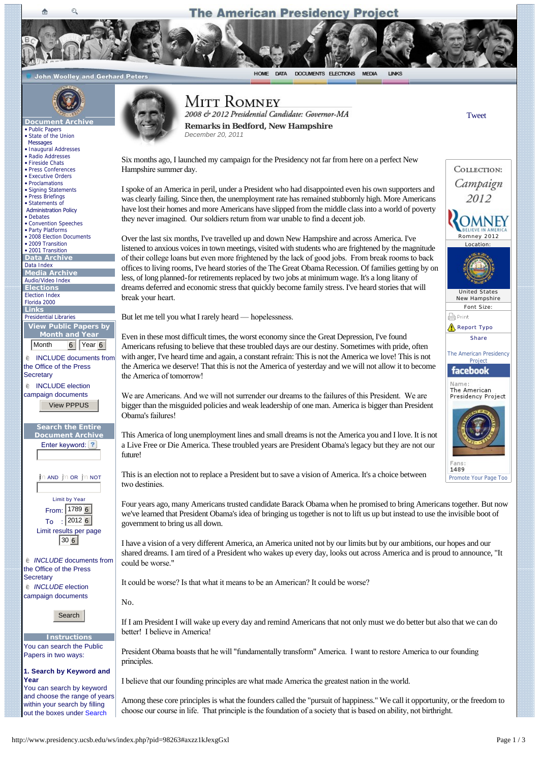# Mitt Romney

*2008 & 2012 Presidential Candidate: Governor-MA*

**Remarks in Bedford, New Hampshire**

*December 20, 2011*

Six months ago, I launched my campaign for the Presidency not far from here on a perfect New Hampshire summer day.

I spoke of an America in peril, under a President who had disappointed even his own supporters and was clearly failing. Since then, the unemployment rate has remained stubbornly high. More Americans have lost their homes and more Americans have slipped from the middle class into a world of poverty they never imagined. Our soldiers return from war unable to find a decent job.

Over the last six months, I've travelled up and down New Hampshire and across America. I've listened to anxious voices in town meetings, visited with students who are frightened by the magnitude of their college loans but even more frightened by the lack of good jobs. From break rooms to back offices to living rooms, I've heard stories of the The Great Obama Recession. Of families getting by on less, of long planned-for retirements replaced by two jobs at minimum wage. It's a long litany of dreams deferred and economic stress that quickly become family stress. I've heard stories that will break your heart.

But let me tell you what I rarely heard — hopelessness.

Even in these most difficult times, the worst economy since the Great Depression, I've found Americans refusing to believe that these troubled days are our destiny. Sometimes with pride, often with anger, I've heard time and again, a constant refrain: This is not the America we love! This is not the America we deserve! That this is not the America of yesterday and we will not allow it to become the America of tomorrow!

We are Americans. And we will not surrender our dreams to the failures of this President. We are bigger than the misguided policies and weak leadership of one man. America is bigger than President Obama's failures!

This America of long unemployment lines and small dreams is not the America you and I love. It is not a Live Free or Die America. These troubled years are President Obama's legacy but they are not our future!

This is an election not to replace a President but to save a vision of America. It's a choice between two destinies.

Four years ago, many Americans trusted candidate Barack Obama when he promised to bring Americans together. But now we've learned that President Obama's idea of bringing us together is not to lift us up but instead to use the invisible boot of government to bring us all down.

I have a vision of a very different America, an America united not by our limits but by our ambitions, our hopes and our shared dreams. I am tired of a President who wakes up every day, looks out across America and is proud to announce, "It could be worse."

It could be worse? Is that what it means to be an American? It could be worse?

No.

If I am President I will wake up every day and remind Americans that not only must we do better but also that we can do better! I believe in America!

President Obama boasts that he will "fundamentally transform" America. I want to restore America to our founding principles.

I believe that our founding principles are what made America the greatest nation in the world.

Among these core principles is what the founders called the "pursuit of happiness." We call it opportunity, or the freedom to choose our course in life. That principle is the foundation of a society that is based on ability, not birthright.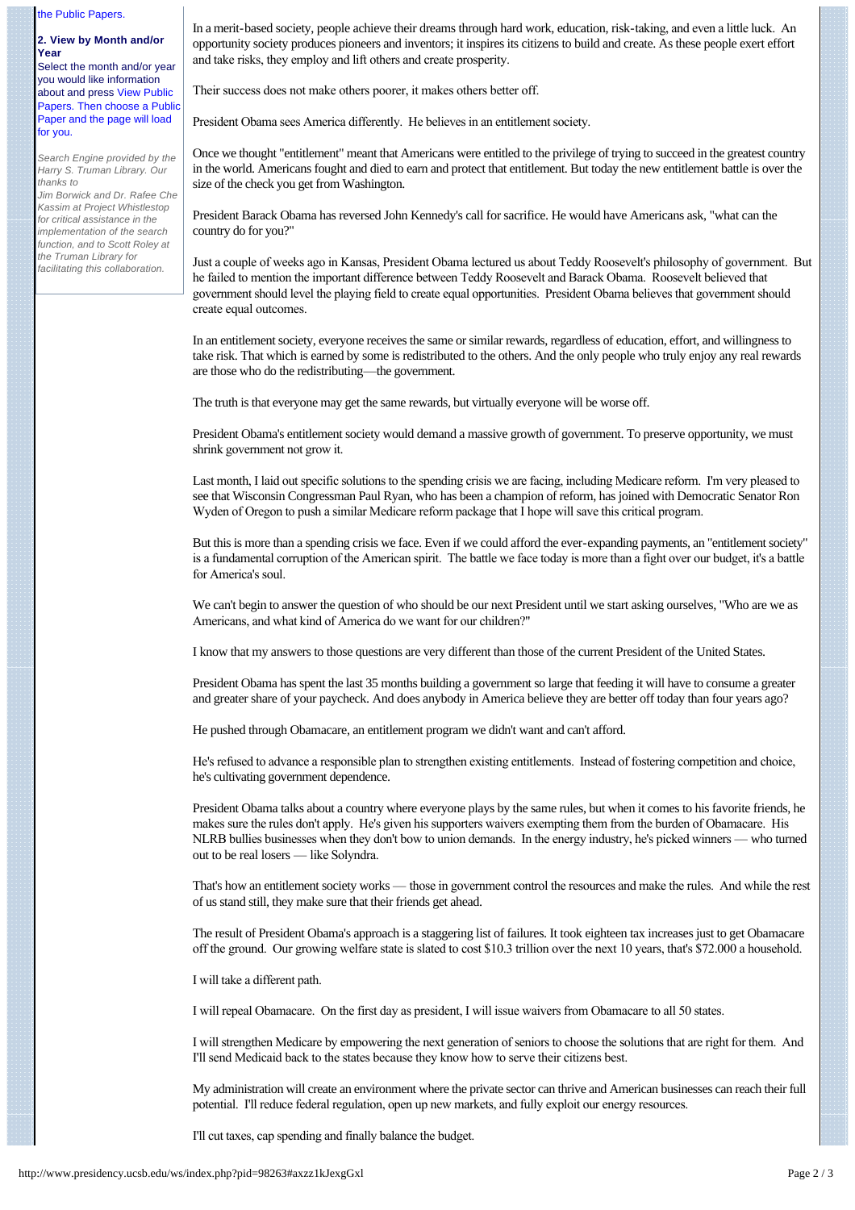the Public Papers.

**2. View by Month and/or Year**

Select the month and/or year you would like information about and press View Public Papers. Then choose a Public Paper and the page will load for you.

*Search Engine provided by the Harry S. Truman Library. Our thanks to Jim Borwick and Dr. Rafee Che Kassim at Project Whistlestop for critical assistance in the implementation of the search function, and to Scott Roley at the Truman Library for facilitating this collaboration.*

In a merit-based society, people achieve their dreams through hard work, education, risk-taking, and even a little luck. An opportunity society produces pioneers and inventors; it inspires its citizens to build and create. As these people exert effort and take risks, they employ and lift others and create prosperity.

Their success does not make others poorer, it makes others better off.

President Obama sees America differently. He believes in an entitlement society.

Once we thought "entitlement" meant that Americans were entitled to the privilege of trying to succeed in the greatest country in the world. Americans fought and died to earn and protect that entitlement. But today the new entitlement battle is over the size of the check you get from Washington.

President Barack Obama has reversed John Kennedy's call for sacrifice. He would have Americans ask, "what can the country do for you?"

Just a couple of weeks ago in Kansas, President Obama lectured us about Teddy Roosevelt's philosophy of government. But he failed to mention the important difference between Teddy Roosevelt and Barack Obama. Roosevelt believed that government should level the playing field to create equal opportunities. President Obama believes that government should create equal outcomes.

In an entitlement society, everyone receives the same or similar rewards, regardless of education, effort, and willingness to take risk. That which is earned by some is redistributed to the others. And the only people who truly enjoy any real rewards are those who do the redistributing—the government.

The truth is that everyone may get the same rewards, but virtually everyone will be worse off.

President Obama's entitlement society would demand a massive growth of government. To preserve opportunity, we must shrink government not grow it.

Last month, I laid out specific solutions to the spending crisis we are facing, including Medicare reform. I'm very pleased to see that Wisconsin Congressman Paul Ryan, who has been a champion of reform, has joined with Democratic Senator Ron Wyden of Oregon to push a similar Medicare reform package that I hope will save this critical program.

But this is more than a spending crisis we face. Even if we could afford the ever-expanding payments, an "entitlement society" is a fundamental corruption of the American spirit. The battle we face today is more than a fight over our budget, it's a battle for America's soul.

We can't begin to answer the question of who should be our next President until we start asking ourselves, "Who are we as Americans, and what kind of America do we want for our children?"

I know that my answers to those questions are very different than those of the current President of the United States.

President Obama has spent the last 35 months building a government so large that feeding it will have to consume a greater and greater share of your paycheck. And does anybody in America believe they are better off today than four years ago?

He pushed through Obamacare, an entitlement program we didn't want and can't afford.

He's refused to advance a responsible plan to strengthen existing entitlements. Instead of fostering competition and choice, he's cultivating government dependence.

President Obama talks about a country where everyone plays by the same rules, but when it comes to his favorite friends, he makes sure the rules don't apply. He's given his supporters waivers exempting them from the burden of Obamacare. His NLRB bullies businesses when they don't bow to union demands. In the energy industry, he's picked winners — who turned out to be real losers — like Solyndra.

That's how an entitlement society works — those in government control the resources and make the rules. And while the rest of us stand still, they make sure that their friends get ahead.

The result of President Obama's approach is a staggering list of failures. It took eighteen tax increases just to get Obamacare off the ground. Our growing welfare state is slated to cost $10.3 trillion over the next 10 years, that's $72.000 a household.

I will take a different path.

I will repeal Obamacare. On the first day as president, I will issue waivers from Obamacare to all 50 states.

I will strengthen Medicare by empowering the next generation of seniors to choose the solutions that are right for them. And I'll send Medicaid back to the states because they know how to serve their citizens best.

My administration will create an environment where the private sector can thrive and American businesses can reach their full potential. I'll reduce federal regulation, open up new markets, and fully exploit our energy resources.

I'll cut taxes, cap spending and finally balance the budget.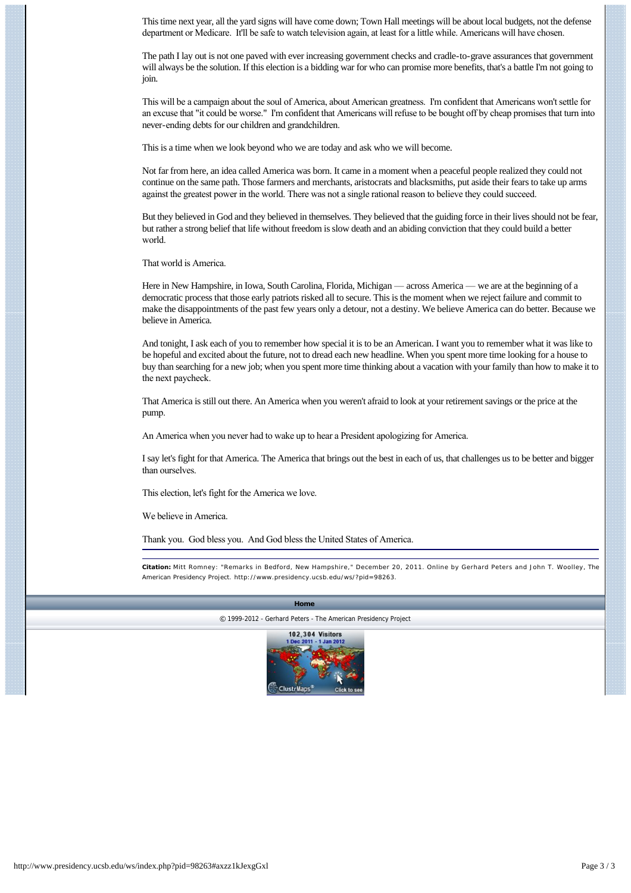This time next year, all the yard signs will have come down; Town Hall meetings will be about local budgets, not the defense department or Medicare. It'll be safe to watch television again, at least for a little while. Americans will have chosen.

The path I lay out is not one paved with ever increasing government checks and cradle-to-grave assurances that government will always be the solution. If this election is a bidding war for who can promise more benefits, that's a battle I'm not going to join.

This will be a campaign about the soul of America, about American greatness. I'm confident that Americans won't settle for an excuse that "it could be worse." I'm confident that Americans will refuse to be bought off by cheap promises that turn into never-ending debts for our children and grandchildren.

This is a time when we look beyond who we are today and ask who we will become.

Not far from here, an idea called America was born. It came in a moment when a peaceful people realized they could not continue on the same path. Those farmers and merchants, aristocrats and blacksmiths, put aside their fears to take up arms against the greatest power in the world. There was not a single rational reason to believe they could succeed.

But they believed in God and they believed in themselves. They believed that the guiding force in their lives should not be fear, but rather a strong belief that life without freedom is slow death and an abiding conviction that they could build a better world.

That world is America.

Here in New Hampshire, in Iowa, South Carolina, Florida, Michigan — across America — we are at the beginning of a democratic process that those early patriots risked all to secure. This is the moment when we reject failure and commit to make the disappointments of the past few years only a detour, not a destiny. We believe America can do better. Because we believe in America.

And tonight, I ask each of you to remember how special it is to be an American. I want you to remember what it was like to be hopeful and excited about the future, not to dread each new headline. When you spent more time looking for a house to buy than searching for a new job; when you spent more time thinking about a vacation with your family than how to make it to the next paycheck.

That America is still out there. An America when you weren't afraid to look at your retirement savings or the price at the pump.

An America when you never had to wake up to hear a President apologizing for America.

I say let's fight for that America. The America that brings out the best in each of us, that challenges us to be better and bigger than ourselves.

This election, let's fight for the America we love.

We believe in America.

Thank you. God bless you. And God bless the United States of America.

---

**Citation:** Mitt Romney: "Remarks in Bedford, New Hampshire," December 20, 2011. Online by Gerhard Peters and John T. Woolley, The American Presidency Project. http://www.presidency.ucsb.edu/ws/?pid=98263.

**Home**

© 1999-2012 - Gerhard Peters - The American Presidency Project

102,304 Visitors
1 Dec 2011 - 1 Jan 2012
ClustrMaps® Click to see